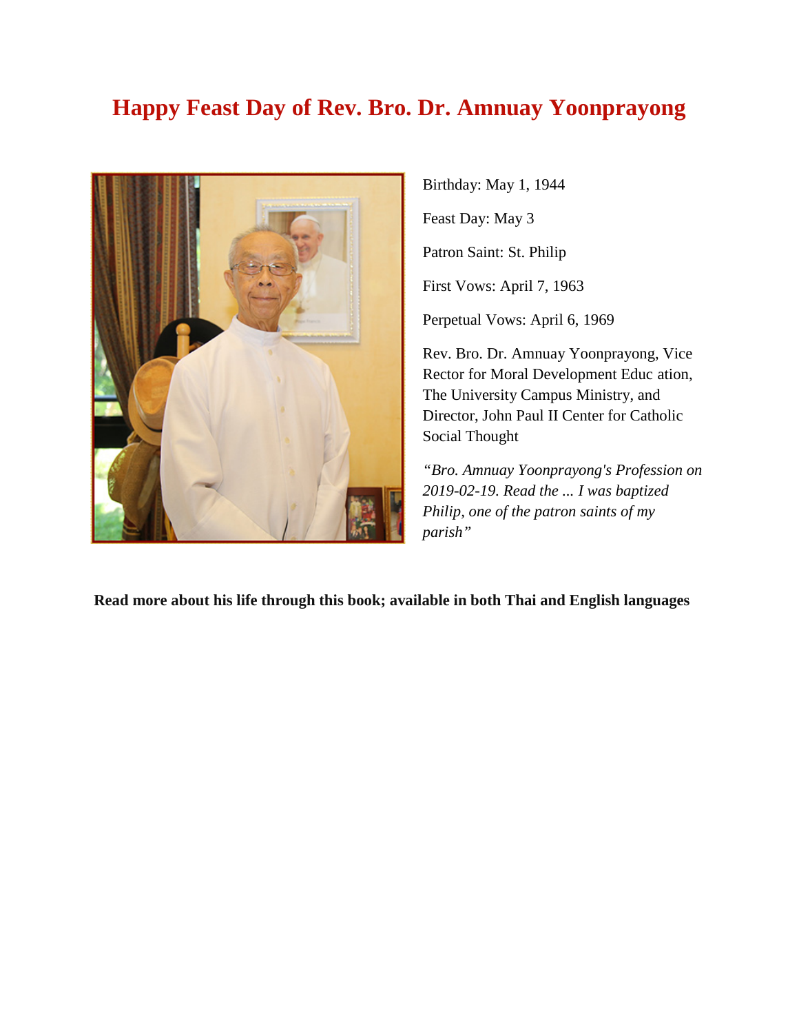# Happy Feast Day of Rev. Bro. Dr. Amnuay Yoonprayong

Birthday: May 1, 1944

Feast Day: May 3

Patron Saint: St. Philip

First Vows: April 7, 1963

Perpetual Vows: April 6, 1969

Rev. Bro. Dr. Amnuay Yoonprayong, Vice Rector for Moral Development Educ ation, The University Campus Ministry, and Director, John Paul II Center for Catholic Social Thought

*"Bro. Amnuay Yoonprayong's Profession on 2019-02-19. Read the ... I was baptized Philip, one of the patron saints of my parish"*

**Read more about his life through this book; available in both Thai and English languages**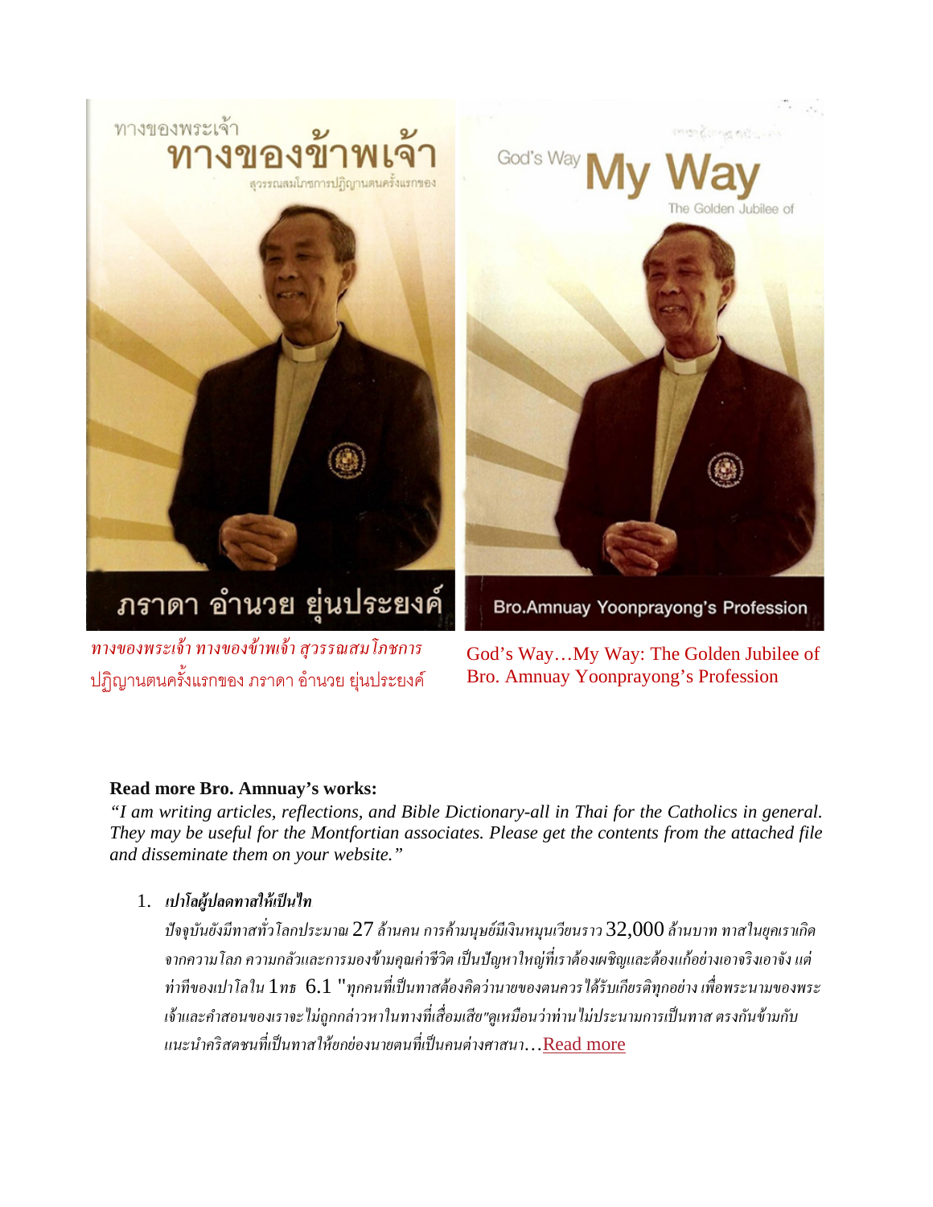*ทางของพระเจ้า ทางของข้าพเจ้า สุวรรณสมโภชการ* ปฏิญาณตนครั้งแรกของ ภราดา อำนวย ยุ่นประยงค์

God's Way…My Way: The Golden Jubilee of Bro. Amnuay Yoonprayong's Profession

**Read more Bro. Amnuay's works:**

*"I am writing articles, reflections, and Bible Dictionary-all in Thai for the Catholics in general. They may be useful for the Montfortian associates. Please get the contents from the attached file and disseminate them on your website."*

1. ***เปาโลผู้ปลดทาสให้เป็นไท***

   *ปัจจุบันยังมีทาสทั่วโลกประมาณ 27 ล้านคน การค้ามนุษย์มีเงินหมุนเวียนราว 32,000 ล้านบาท ทาสในยุคเราเกิดจากความโลภ ความกลัวและการมองข้ามคุณค่าชีวิต เป็นปัญหาใหญ่ที่เราต้องเผชิญและต้องแก้อย่างเอาจริงเอาจัง แต่ท่าทีของเปาโลใน 1ทธ 6.1 "ทุกคนที่เป็นทาสต้องคิดว่านายของตนควรได้รับเกียรติทุกอย่าง เพื่อพระนามของพระเจ้าและคำสอนของเราจะไม่ถูกกล่าวหาในทางที่เสื่อมเสีย"ดูเหมือนว่าท่านไม่ประนามการเป็นทาส ตรงกันข้ามกับแนะนำคริสตชนที่เป็นทาสให้ยกย่องนายตนที่เป็นคนต่างศาสนา…*Read more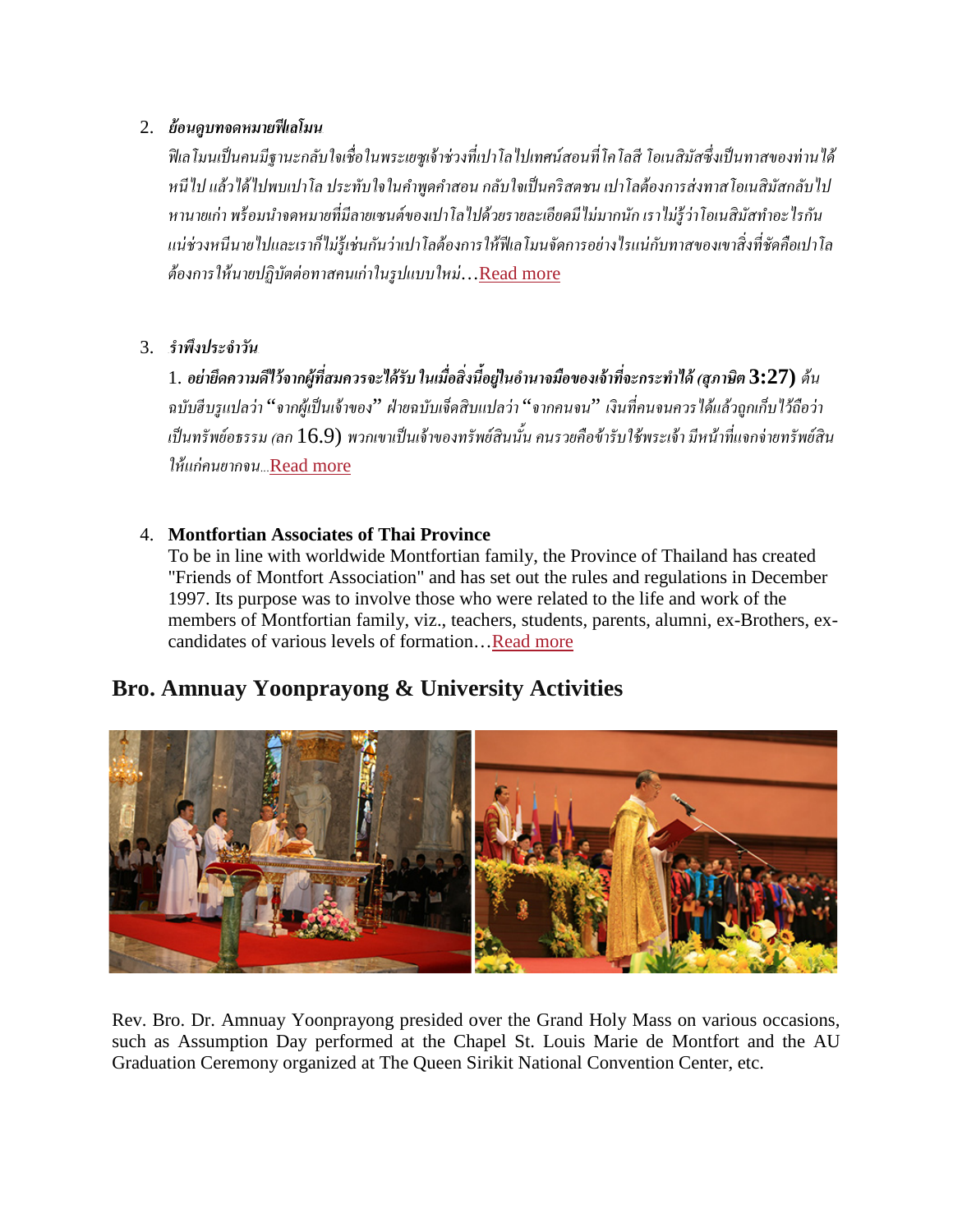2. ***ย้อนดูบทจดหมายฟีเลโมน***

   *ฟีเลโมนเป็นคนมีฐานะกลับใจเชื่อในพระเยซูเจ้าช่วงที่เปาโลไปเทศน์สอนที่โคโลสี โอเนสิมัสซึ่งเป็นทาสของท่านได้หนีไป แล้วได้ไปพบเปาโล ประทับใจในคำพูดคำสอน กลับใจเป็นคริสตชน เปาโลต้องการส่งทาสโอเนสิมัสกลับไปหานายเก่า พร้อมนำจดหมายที่มีลายเซนต์ของเปาโลไปด้วยรายละเอียดมีไม่มากนัก เราไม่รู้ว่าโอเนสิมัสทำอะไรกันแน่ช่วงหนีนายไปและเราก็ไม่รู้เช่นกันว่าเปาโลต้องการให้ฟีเลโมนจัดการอย่างไรแน่กับทาสของเขาสิ่งที่ชัดคือเปาโลต้องการให้นายปฏิบัติต่อทาสคนเก่าในรูปแบบใหม่*…Read more

3. ***รำพึงประจำวัน***

   1. ***อย่ายึดความดีไว้จากผู้ที่สมควรจะได้รับ ในเมื่อสิ่งนี้อยู่ในอำนาจมือของเจ้าที่จะกระทำได้ (สุภาษิต 3:27)*** *ต้นฉบับฮีบรูแปลว่า "จากผู้เป็นเจ้าของ" ฝ่ายฉบับเจ็ดสิบแปลว่า "จากคนจน" เงินที่คนจนควรได้แล้วถูกเก็บไว้ถือว่าเป็นทรัพย์อธรรม (ลก 16.9) พวกเขาเป็นเจ้าของทรัพย์สินนั้น คนรวยคือข้ารับใช้พระเจ้า มีหน้าที่แจกจ่ายทรัพย์สินให้แก่คนยากจน*...Read more

4. **Montfortian Associates of Thai Province**

   To be in line with worldwide Montfortian family, the Province of Thailand has created "Friends of Montfort Association" and has set out the rules and regulations in December 1997. Its purpose was to involve those who were related to the life and work of the members of Montfortian family, viz., teachers, students, parents, alumni, ex-Brothers, ex-candidates of various levels of formation…Read more

## Bro. Amnuay Yoonprayong & University Activities

Rev. Bro. Dr. Amnuay Yoonprayong presided over the Grand Holy Mass on various occasions, such as Assumption Day performed at the Chapel St. Louis Marie de Montfort and the AU Graduation Ceremony organized at The Queen Sirikit National Convention Center, etc.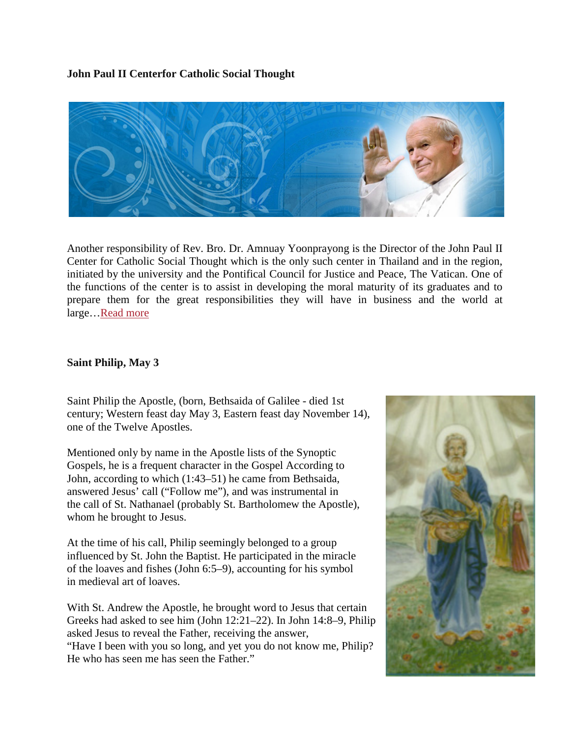**John Paul II Centerfor Catholic Social Thought**

Another responsibility of Rev. Bro. Dr. Amnuay Yoonprayong is the Director of the John Paul II Center for Catholic Social Thought which is the only such center in Thailand and in the region, initiated by the university and the Pontifical Council for Justice and Peace, The Vatican. One of the functions of the center is to assist in developing the moral maturity of its graduates and to prepare them for the great responsibilities they will have in business and the world at large…Read more

**Saint Philip, May 3**

Saint Philip the Apostle, (born, Bethsaida of Galilee - died 1st century; Western feast day May 3, Eastern feast day November 14), one of the Twelve Apostles.

Mentioned only by name in the Apostle lists of the Synoptic Gospels, he is a frequent character in the Gospel According to John, according to which (1:43–51) he came from Bethsaida, answered Jesus' call ("Follow me"), and was instrumental in the call of St. Nathanael (probably St. Bartholomew the Apostle), whom he brought to Jesus.

At the time of his call, Philip seemingly belonged to a group influenced by St. John the Baptist. He participated in the miracle of the loaves and fishes (John 6:5–9), accounting for his symbol in medieval art of loaves.

With St. Andrew the Apostle, he brought word to Jesus that certain Greeks had asked to see him (John 12:21–22). In John 14:8–9, Philip asked Jesus to reveal the Father, receiving the answer, "Have I been with you so long, and yet you do not know me, Philip? He who has seen me has seen the Father."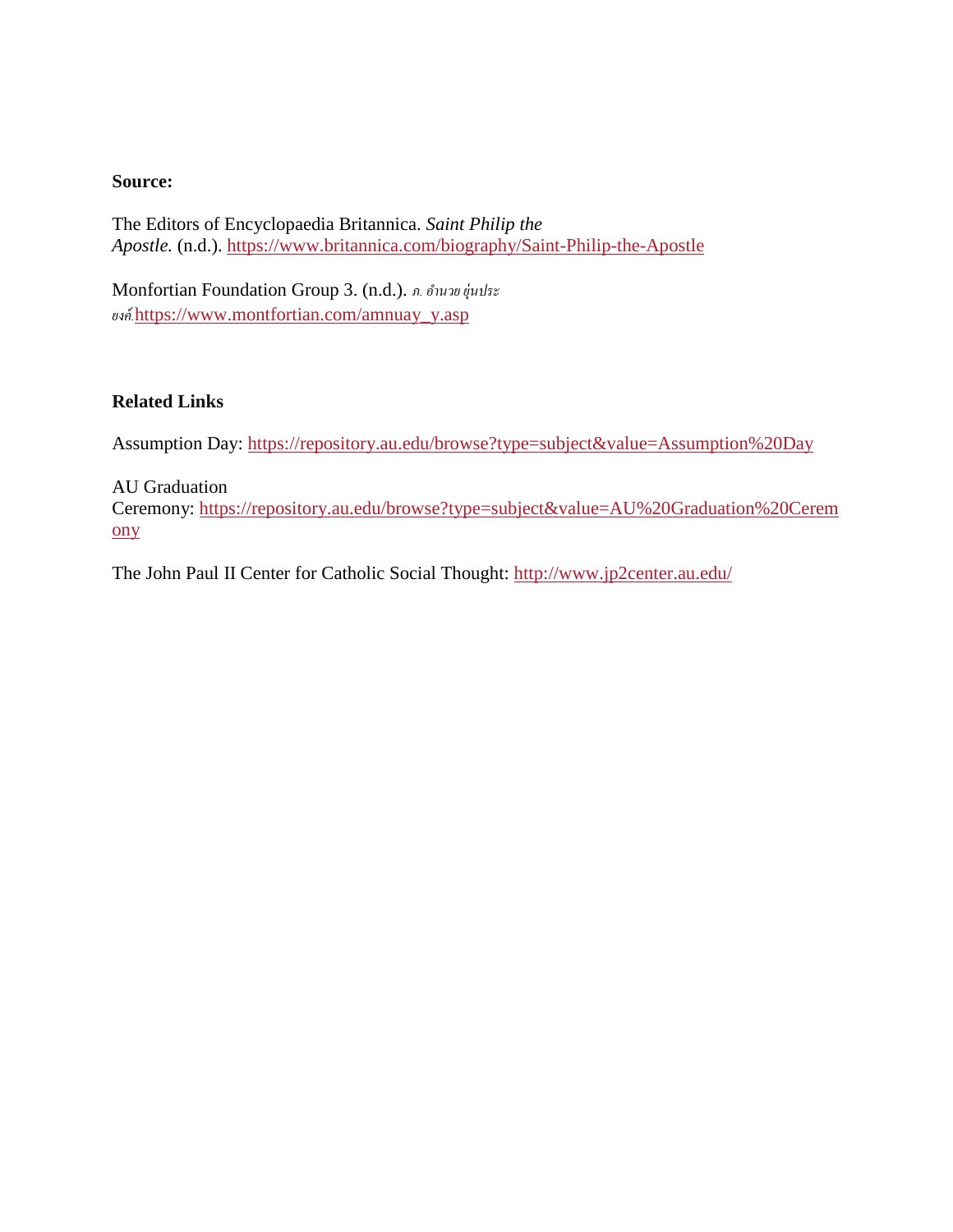**Source:**

The Editors of Encyclopaedia Britannica. *Saint Philip the Apostle.* (n.d.). https://www.britannica.com/biography/Saint-Philip-the-Apostle

Monfortian Foundation Group 3. (n.d.). *ภ. อำนวย ยุ่นประยงค์.* https://www.montfortian.com/amnuay_y.asp

**Related Links**

Assumption Day: https://repository.au.edu/browse?type=subject&value=Assumption%20Day

AU Graduation Ceremony: https://repository.au.edu/browse?type=subject&value=AU%20Graduation%20Ceremony

The John Paul II Center for Catholic Social Thought: http://www.jp2center.au.edu/